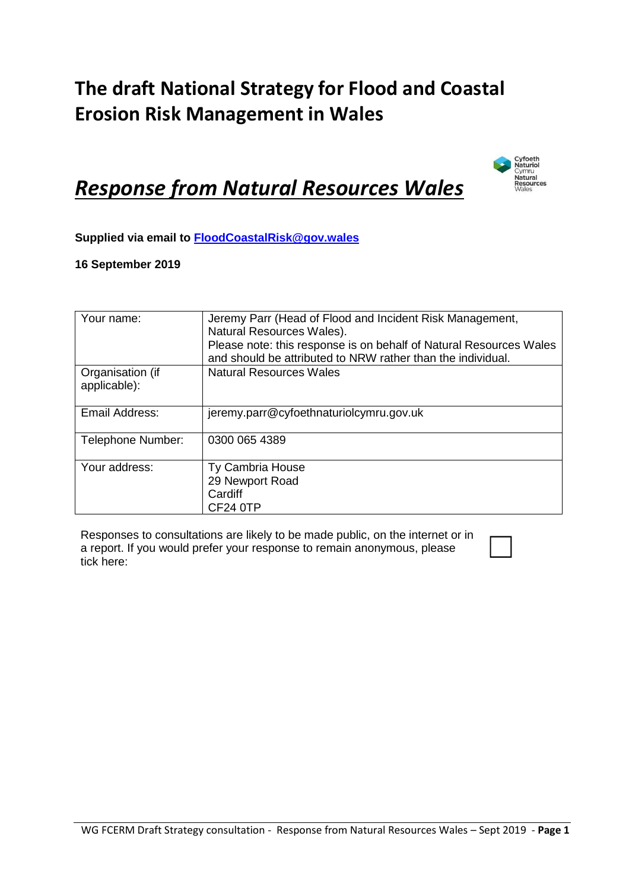# The draft National Strategy for Flood and Coastal Erosion Risk Management in Wales

## ***Response from Natural Resources Wales***

**Supplied via email to [FloodCoastalRisk@gov.wales](mailto:FloodCoastalRisk@gov.wales)**

**16 September 2019**

| | |
|---|---|
| Your name: | Jeremy Parr (Head of Flood and Incident Risk Management, Natural Resources Wales).<br>Please note: this response is on behalf of Natural Resources Wales and should be attributed to NRW rather than the individual. |
| Organisation (if applicable): | Natural Resources Wales |
| Email Address: | jeremy.parr@cyfoethnaturiolcymru.gov.uk |
| Telephone Number: | 0300 065 4389 |
| Your address: | Ty Cambria House<br>29 Newport Road<br>Cardiff<br>CF24 0TP |

Responses to consultations are likely to be made public, on the internet or in a report. If you would prefer your response to remain anonymous, please tick here: ☐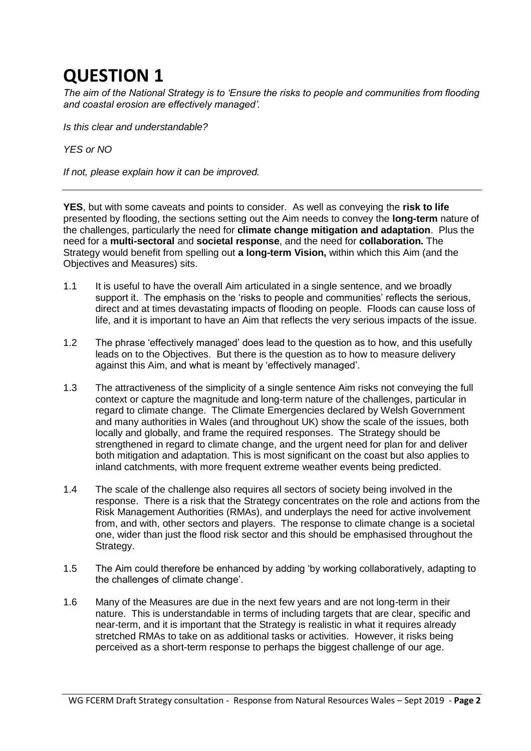# QUESTION 1

*The aim of the National Strategy is to 'Ensure the risks to people and communities from flooding and coastal erosion are effectively managed'.*

*Is this clear and understandable?*

*YES or NO*

*If not, please explain how it can be improved.*

---

**YES**, but with some caveats and points to consider. As well as conveying the **risk to life** presented by flooding, the sections setting out the Aim needs to convey the **long-term** nature of the challenges, particularly the need for **climate change mitigation and adaptation**. Plus the need for a **multi-sectoral** and **societal response**, and the need for **collaboration.** The Strategy would benefit from spelling out **a long-term Vision,** within which this Aim (and the Objectives and Measures) sits.

1.1 It is useful to have the overall Aim articulated in a single sentence, and we broadly support it. The emphasis on the 'risks to people and communities' reflects the serious, direct and at times devastating impacts of flooding on people. Floods can cause loss of life, and it is important to have an Aim that reflects the very serious impacts of the issue.

1.2 The phrase 'effectively managed' does lead to the question as to how, and this usefully leads on to the Objectives. But there is the question as to how to measure delivery against this Aim, and what is meant by 'effectively managed'.

1.3 The attractiveness of the simplicity of a single sentence Aim risks not conveying the full context or capture the magnitude and long-term nature of the challenges, particular in regard to climate change. The Climate Emergencies declared by Welsh Government and many authorities in Wales (and throughout UK) show the scale of the issues, both locally and globally, and frame the required responses. The Strategy should be strengthened in regard to climate change, and the urgent need for plan for and deliver both mitigation and adaptation. This is most significant on the coast but also applies to inland catchments, with more frequent extreme weather events being predicted.

1.4 The scale of the challenge also requires all sectors of society being involved in the response. There is a risk that the Strategy concentrates on the role and actions from the Risk Management Authorities (RMAs), and underplays the need for active involvement from, and with, other sectors and players. The response to climate change is a societal one, wider than just the flood risk sector and this should be emphasised throughout the Strategy.

1.5 The Aim could therefore be enhanced by adding 'by working collaboratively, adapting to the challenges of climate change'.

1.6 Many of the Measures are due in the next few years and are not long-term in their nature. This is understandable in terms of including targets that are clear, specific and near-term, and it is important that the Strategy is realistic in what it requires already stretched RMAs to take on as additional tasks or activities. However, it risks being perceived as a short-term response to perhaps the biggest challenge of our age.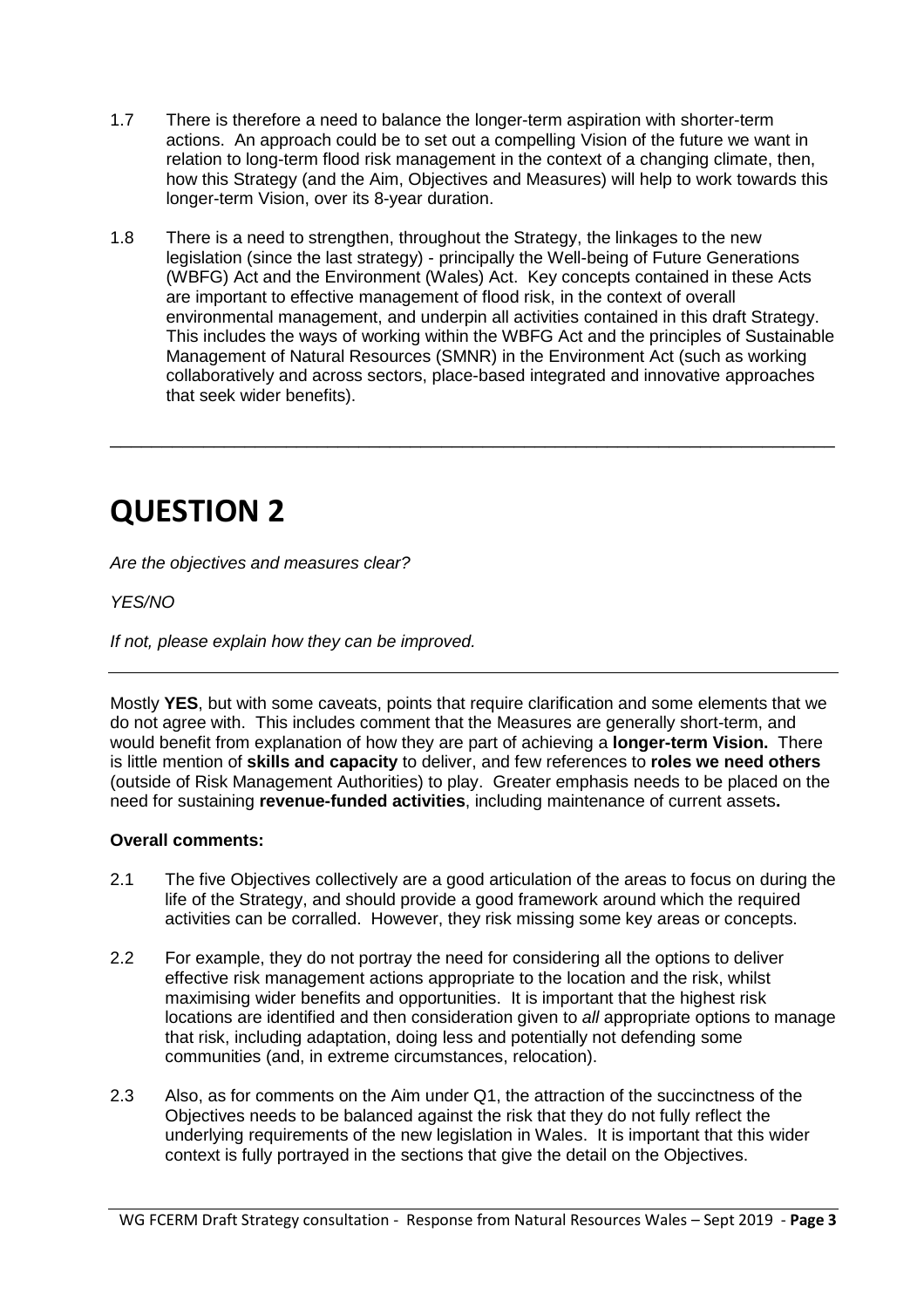1.7 There is therefore a need to balance the longer-term aspiration with shorter-term actions. An approach could be to set out a compelling Vision of the future we want in relation to long-term flood risk management in the context of a changing climate, then, how this Strategy (and the Aim, Objectives and Measures) will help to work towards this longer-term Vision, over its 8-year duration.

1.8 There is a need to strengthen, throughout the Strategy, the linkages to the new legislation (since the last strategy) - principally the Well-being of Future Generations (WBFG) Act and the Environment (Wales) Act. Key concepts contained in these Acts are important to effective management of flood risk, in the context of overall environmental management, and underpin all activities contained in this draft Strategy. This includes the ways of working within the WBFG Act and the principles of Sustainable Management of Natural Resources (SMNR) in the Environment Act (such as working collaboratively and across sectors, place-based integrated and innovative approaches that seek wider benefits).

---

# QUESTION 2

*Are the objectives and measures clear?*

*YES/NO*

*If not, please explain how they can be improved.*

---

Mostly **YES**, but with some caveats, points that require clarification and some elements that we do not agree with. This includes comment that the Measures are generally short-term, and would benefit from explanation of how they are part of achieving a **longer-term Vision.** There is little mention of **skills and capacity** to deliver, and few references to **roles we need others** (outside of Risk Management Authorities) to play. Greater emphasis needs to be placed on the need for sustaining **revenue-funded activities**, including maintenance of current assets**.**

**Overall comments:**

2.1 The five Objectives collectively are a good articulation of the areas to focus on during the life of the Strategy, and should provide a good framework around which the required activities can be corralled. However, they risk missing some key areas or concepts.

2.2 For example, they do not portray the need for considering all the options to deliver effective risk management actions appropriate to the location and the risk, whilst maximising wider benefits and opportunities. It is important that the highest risk locations are identified and then consideration given to *all* appropriate options to manage that risk, including adaptation, doing less and potentially not defending some communities (and, in extreme circumstances, relocation).

2.3 Also, as for comments on the Aim under Q1, the attraction of the succinctness of the Objectives needs to be balanced against the risk that they do not fully reflect the underlying requirements of the new legislation in Wales. It is important that this wider context is fully portrayed in the sections that give the detail on the Objectives.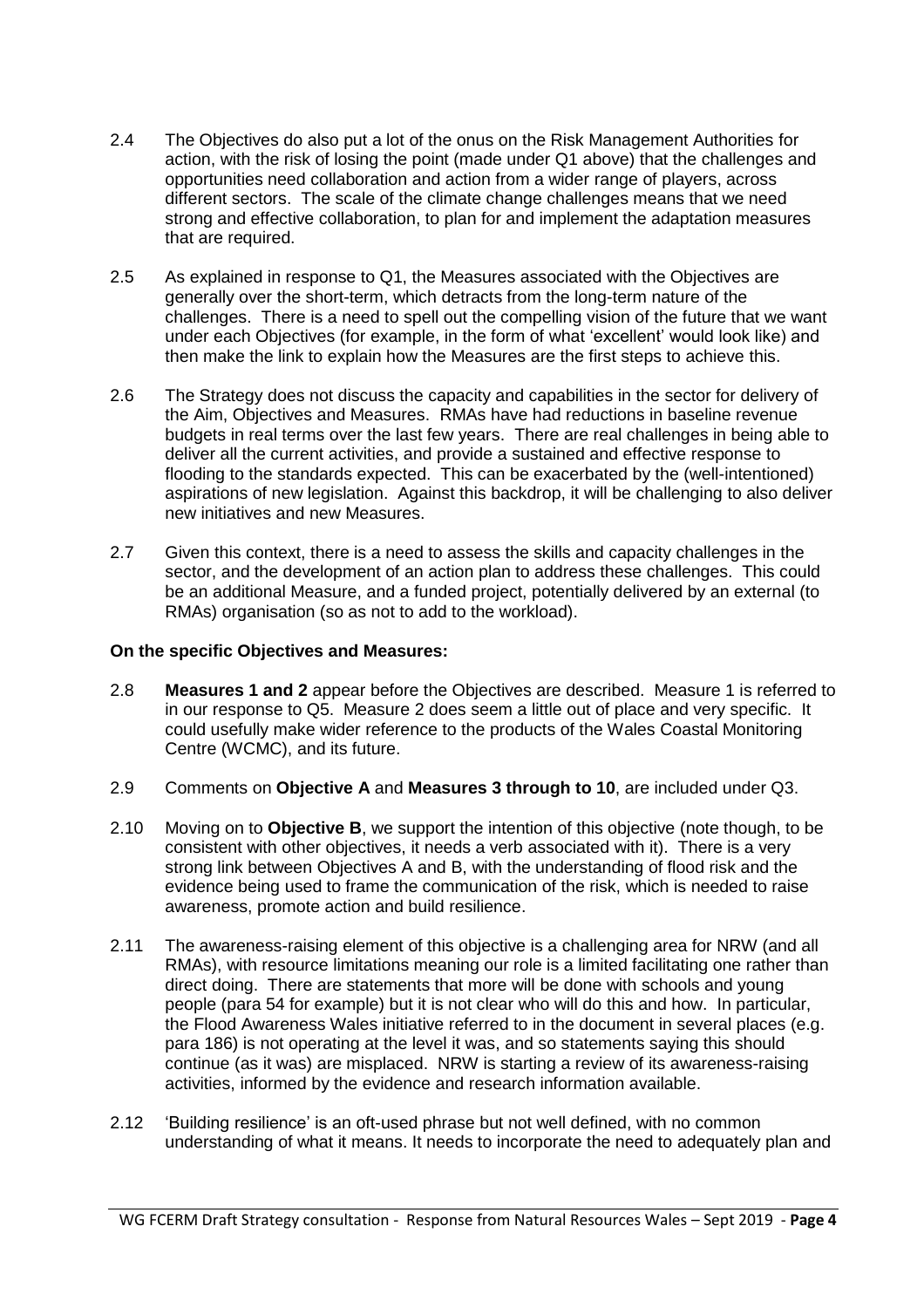2.4 The Objectives do also put a lot of the onus on the Risk Management Authorities for action, with the risk of losing the point (made under Q1 above) that the challenges and opportunities need collaboration and action from a wider range of players, across different sectors. The scale of the climate change challenges means that we need strong and effective collaboration, to plan for and implement the adaptation measures that are required.

2.5 As explained in response to Q1, the Measures associated with the Objectives are generally over the short-term, which detracts from the long-term nature of the challenges. There is a need to spell out the compelling vision of the future that we want under each Objectives (for example, in the form of what 'excellent' would look like) and then make the link to explain how the Measures are the first steps to achieve this.

2.6 The Strategy does not discuss the capacity and capabilities in the sector for delivery of the Aim, Objectives and Measures. RMAs have had reductions in baseline revenue budgets in real terms over the last few years. There are real challenges in being able to deliver all the current activities, and provide a sustained and effective response to flooding to the standards expected. This can be exacerbated by the (well-intentioned) aspirations of new legislation. Against this backdrop, it will be challenging to also deliver new initiatives and new Measures.

2.7 Given this context, there is a need to assess the skills and capacity challenges in the sector, and the development of an action plan to address these challenges. This could be an additional Measure, and a funded project, potentially delivered by an external (to RMAs) organisation (so as not to add to the workload).

**On the specific Objectives and Measures:**

2.8 **Measures 1 and 2** appear before the Objectives are described. Measure 1 is referred to in our response to Q5. Measure 2 does seem a little out of place and very specific. It could usefully make wider reference to the products of the Wales Coastal Monitoring Centre (WCMC), and its future.

2.9 Comments on **Objective A** and **Measures 3 through to 10**, are included under Q3.

2.10 Moving on to **Objective B**, we support the intention of this objective (note though, to be consistent with other objectives, it needs a verb associated with it). There is a very strong link between Objectives A and B, with the understanding of flood risk and the evidence being used to frame the communication of the risk, which is needed to raise awareness, promote action and build resilience.

2.11 The awareness-raising element of this objective is a challenging area for NRW (and all RMAs), with resource limitations meaning our role is a limited facilitating one rather than direct doing. There are statements that more will be done with schools and young people (para 54 for example) but it is not clear who will do this and how. In particular, the Flood Awareness Wales initiative referred to in the document in several places (e.g. para 186) is not operating at the level it was, and so statements saying this should continue (as it was) are misplaced. NRW is starting a review of its awareness-raising activities, informed by the evidence and research information available.

2.12 'Building resilience' is an oft-used phrase but not well defined, with no common understanding of what it means. It needs to incorporate the need to adequately plan and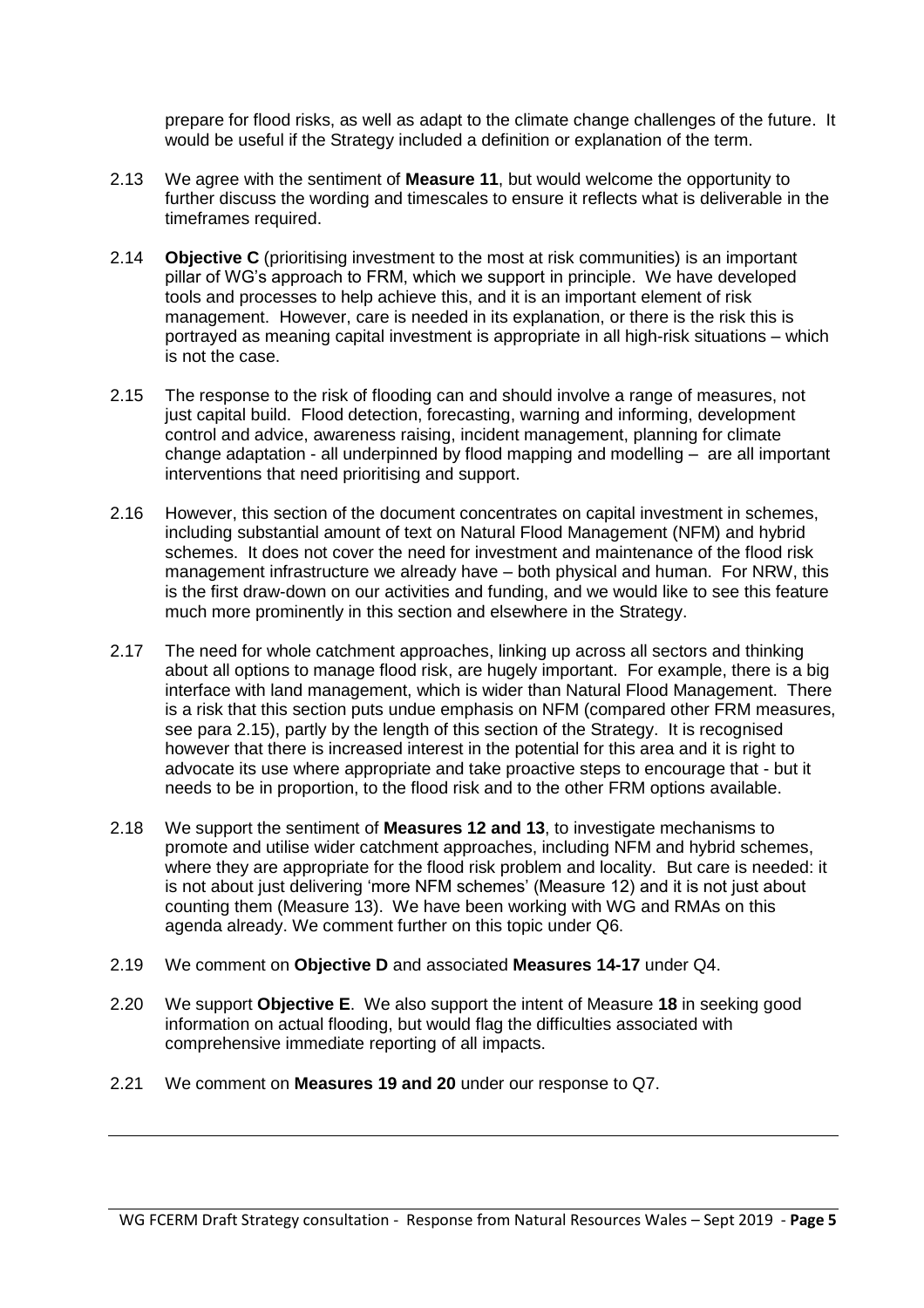prepare for flood risks, as well as adapt to the climate change challenges of the future. It would be useful if the Strategy included a definition or explanation of the term.

2.13 We agree with the sentiment of **Measure 11**, but would welcome the opportunity to further discuss the wording and timescales to ensure it reflects what is deliverable in the timeframes required.

2.14 **Objective C** (prioritising investment to the most at risk communities) is an important pillar of WG's approach to FRM, which we support in principle. We have developed tools and processes to help achieve this, and it is an important element of risk management. However, care is needed in its explanation, or there is the risk this is portrayed as meaning capital investment is appropriate in all high-risk situations – which is not the case.

2.15 The response to the risk of flooding can and should involve a range of measures, not just capital build. Flood detection, forecasting, warning and informing, development control and advice, awareness raising, incident management, planning for climate change adaptation - all underpinned by flood mapping and modelling – are all important interventions that need prioritising and support.

2.16 However, this section of the document concentrates on capital investment in schemes, including substantial amount of text on Natural Flood Management (NFM) and hybrid schemes. It does not cover the need for investment and maintenance of the flood risk management infrastructure we already have – both physical and human. For NRW, this is the first draw-down on our activities and funding, and we would like to see this feature much more prominently in this section and elsewhere in the Strategy.

2.17 The need for whole catchment approaches, linking up across all sectors and thinking about all options to manage flood risk, are hugely important. For example, there is a big interface with land management, which is wider than Natural Flood Management. There is a risk that this section puts undue emphasis on NFM (compared other FRM measures, see para 2.15), partly by the length of this section of the Strategy. It is recognised however that there is increased interest in the potential for this area and it is right to advocate its use where appropriate and take proactive steps to encourage that - but it needs to be in proportion, to the flood risk and to the other FRM options available.

2.18 We support the sentiment of **Measures 12 and 13**, to investigate mechanisms to promote and utilise wider catchment approaches, including NFM and hybrid schemes, where they are appropriate for the flood risk problem and locality. But care is needed: it is not about just delivering 'more NFM schemes' (Measure 12) and it is not just about counting them (Measure 13). We have been working with WG and RMAs on this agenda already. We comment further on this topic under Q6.

2.19 We comment on **Objective D** and associated **Measures 14-17** under Q4.

2.20 We support **Objective E**. We also support the intent of Measure **18** in seeking good information on actual flooding, but would flag the difficulties associated with comprehensive immediate reporting of all impacts.

2.21 We comment on **Measures 19 and 20** under our response to Q7.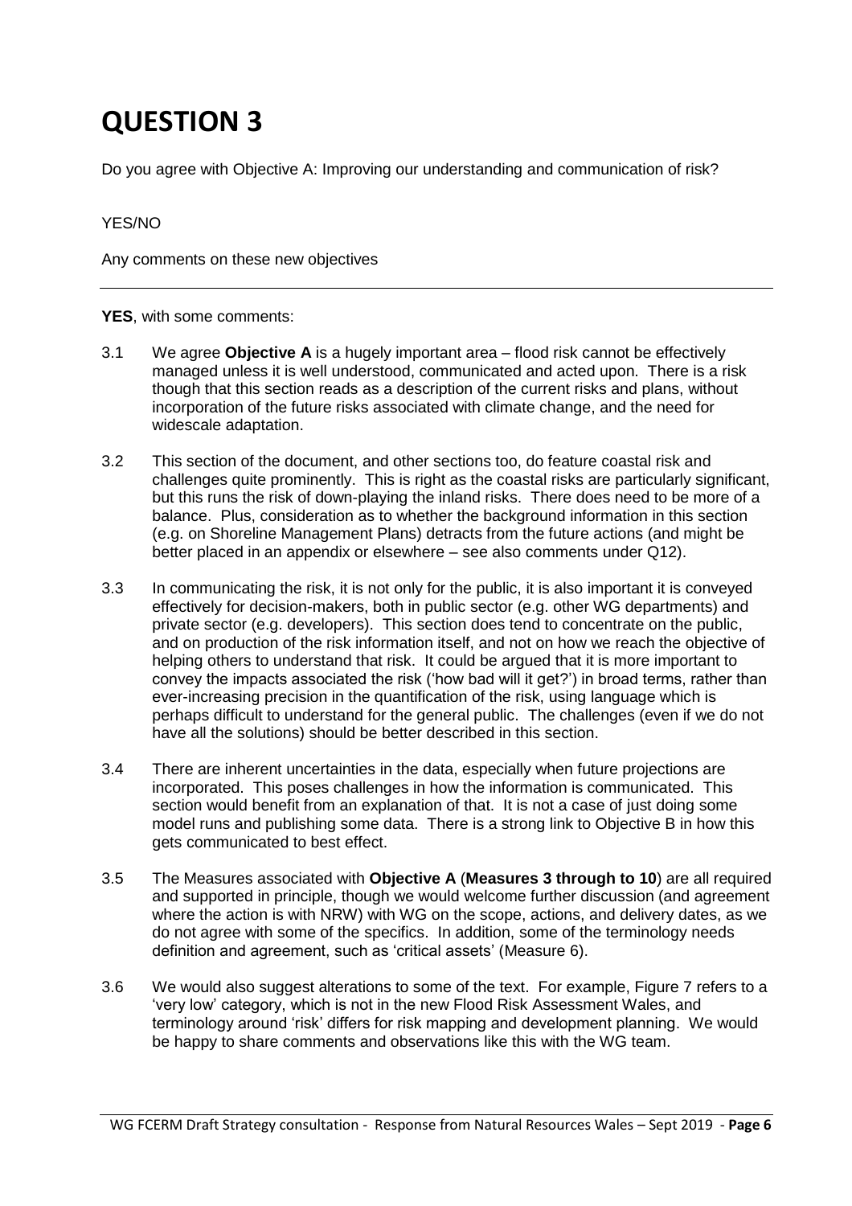# QUESTION 3

Do you agree with Objective A: Improving our understanding and communication of risk?

YES/NO

Any comments on these new objectives

---

**YES**, with some comments:

3.1 We agree **Objective A** is a hugely important area – flood risk cannot be effectively managed unless it is well understood, communicated and acted upon. There is a risk though that this section reads as a description of the current risks and plans, without incorporation of the future risks associated with climate change, and the need for widescale adaptation.

3.2 This section of the document, and other sections too, do feature coastal risk and challenges quite prominently. This is right as the coastal risks are particularly significant, but this runs the risk of down-playing the inland risks. There does need to be more of a balance. Plus, consideration as to whether the background information in this section (e.g. on Shoreline Management Plans) detracts from the future actions (and might be better placed in an appendix or elsewhere – see also comments under Q12).

3.3 In communicating the risk, it is not only for the public, it is also important it is conveyed effectively for decision-makers, both in public sector (e.g. other WG departments) and private sector (e.g. developers). This section does tend to concentrate on the public, and on production of the risk information itself, and not on how we reach the objective of helping others to understand that risk. It could be argued that it is more important to convey the impacts associated the risk ('how bad will it get?') in broad terms, rather than ever-increasing precision in the quantification of the risk, using language which is perhaps difficult to understand for the general public. The challenges (even if we do not have all the solutions) should be better described in this section.

3.4 There are inherent uncertainties in the data, especially when future projections are incorporated. This poses challenges in how the information is communicated. This section would benefit from an explanation of that. It is not a case of just doing some model runs and publishing some data. There is a strong link to Objective B in how this gets communicated to best effect.

3.5 The Measures associated with **Objective A** (**Measures 3 through to 10**) are all required and supported in principle, though we would welcome further discussion (and agreement where the action is with NRW) with WG on the scope, actions, and delivery dates, as we do not agree with some of the specifics. In addition, some of the terminology needs definition and agreement, such as 'critical assets' (Measure 6).

3.6 We would also suggest alterations to some of the text. For example, Figure 7 refers to a 'very low' category, which is not in the new Flood Risk Assessment Wales, and terminology around 'risk' differs for risk mapping and development planning. We would be happy to share comments and observations like this with the WG team.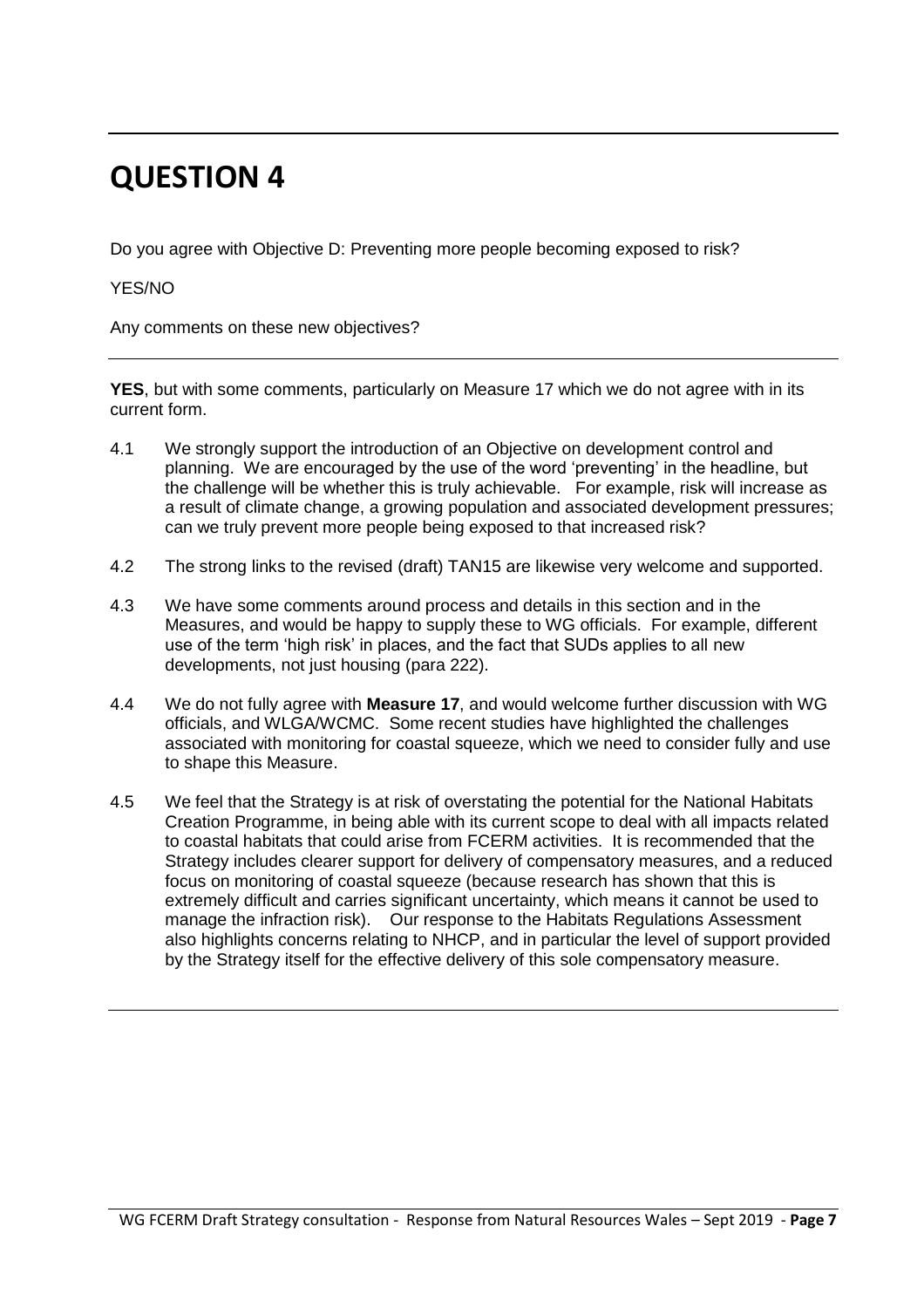# QUESTION 4

Do you agree with Objective D: Preventing more people becoming exposed to risk?

YES/NO

Any comments on these new objectives?

---

**YES**, but with some comments, particularly on Measure 17 which we do not agree with in its current form.

4.1 We strongly support the introduction of an Objective on development control and planning. We are encouraged by the use of the word 'preventing' in the headline, but the challenge will be whether this is truly achievable. For example, risk will increase as a result of climate change, a growing population and associated development pressures; can we truly prevent more people being exposed to that increased risk?

4.2 The strong links to the revised (draft) TAN15 are likewise very welcome and supported.

4.3 We have some comments around process and details in this section and in the Measures, and would be happy to supply these to WG officials. For example, different use of the term 'high risk' in places, and the fact that SUDs applies to all new developments, not just housing (para 222).

4.4 We do not fully agree with **Measure 17**, and would welcome further discussion with WG officials, and WLGA/WCMC. Some recent studies have highlighted the challenges associated with monitoring for coastal squeeze, which we need to consider fully and use to shape this Measure.

4.5 We feel that the Strategy is at risk of overstating the potential for the National Habitats Creation Programme, in being able with its current scope to deal with all impacts related to coastal habitats that could arise from FCERM activities. It is recommended that the Strategy includes clearer support for delivery of compensatory measures, and a reduced focus on monitoring of coastal squeeze (because research has shown that this is extremely difficult and carries significant uncertainty, which means it cannot be used to manage the infraction risk). Our response to the Habitats Regulations Assessment also highlights concerns relating to NHCP, and in particular the level of support provided by the Strategy itself for the effective delivery of this sole compensatory measure.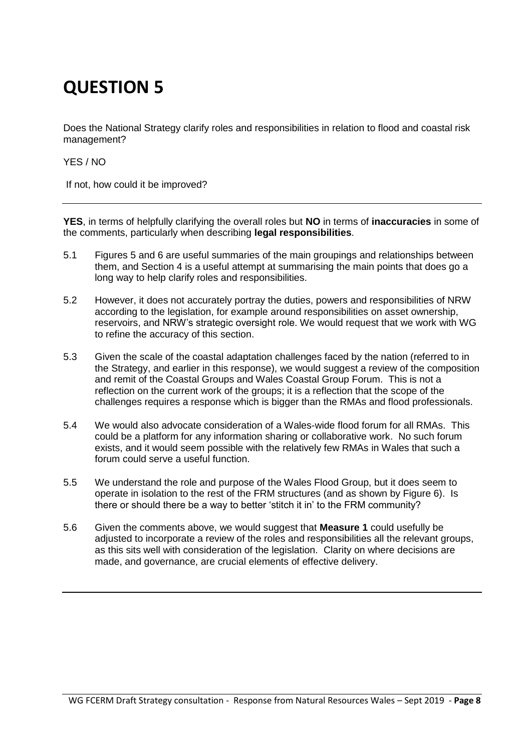# QUESTION 5

Does the National Strategy clarify roles and responsibilities in relation to flood and coastal risk management?

YES / NO

If not, how could it be improved?

---

**YES**, in terms of helpfully clarifying the overall roles but **NO** in terms of **inaccuracies** in some of the comments, particularly when describing **legal responsibilities**.

5.1 Figures 5 and 6 are useful summaries of the main groupings and relationships between them, and Section 4 is a useful attempt at summarising the main points that does go a long way to help clarify roles and responsibilities.

5.2 However, it does not accurately portray the duties, powers and responsibilities of NRW according to the legislation, for example around responsibilities on asset ownership, reservoirs, and NRW's strategic oversight role. We would request that we work with WG to refine the accuracy of this section.

5.3 Given the scale of the coastal adaptation challenges faced by the nation (referred to in the Strategy, and earlier in this response), we would suggest a review of the composition and remit of the Coastal Groups and Wales Coastal Group Forum. This is not a reflection on the current work of the groups; it is a reflection that the scope of the challenges requires a response which is bigger than the RMAs and flood professionals.

5.4 We would also advocate consideration of a Wales-wide flood forum for all RMAs. This could be a platform for any information sharing or collaborative work. No such forum exists, and it would seem possible with the relatively few RMAs in Wales that such a forum could serve a useful function.

5.5 We understand the role and purpose of the Wales Flood Group, but it does seem to operate in isolation to the rest of the FRM structures (and as shown by Figure 6). Is there or should there be a way to better 'stitch it in' to the FRM community?

5.6 Given the comments above, we would suggest that **Measure 1** could usefully be adjusted to incorporate a review of the roles and responsibilities all the relevant groups, as this sits well with consideration of the legislation. Clarity on where decisions are made, and governance, are crucial elements of effective delivery.

---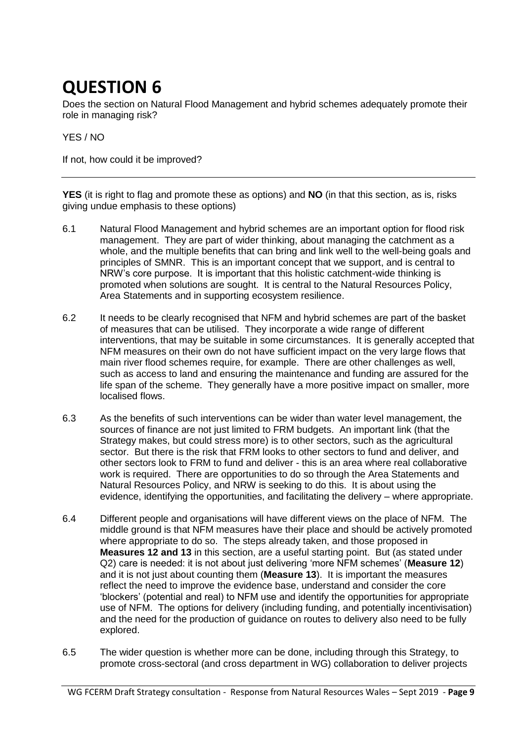# QUESTION 6

Does the section on Natural Flood Management and hybrid schemes adequately promote their role in managing risk?

YES / NO

If not, how could it be improved?

---

**YES** (it is right to flag and promote these as options) and **NO** (in that this section, as is, risks giving undue emphasis to these options)

6.1 Natural Flood Management and hybrid schemes are an important option for flood risk management. They are part of wider thinking, about managing the catchment as a whole, and the multiple benefits that can bring and link well to the well-being goals and principles of SMNR. This is an important concept that we support, and is central to NRW's core purpose. It is important that this holistic catchment-wide thinking is promoted when solutions are sought. It is central to the Natural Resources Policy, Area Statements and in supporting ecosystem resilience.

6.2 It needs to be clearly recognised that NFM and hybrid schemes are part of the basket of measures that can be utilised. They incorporate a wide range of different interventions, that may be suitable in some circumstances. It is generally accepted that NFM measures on their own do not have sufficient impact on the very large flows that main river flood schemes require, for example. There are other challenges as well, such as access to land and ensuring the maintenance and funding are assured for the life span of the scheme. They generally have a more positive impact on smaller, more localised flows.

6.3 As the benefits of such interventions can be wider than water level management, the sources of finance are not just limited to FRM budgets. An important link (that the Strategy makes, but could stress more) is to other sectors, such as the agricultural sector. But there is the risk that FRM looks to other sectors to fund and deliver, and other sectors look to FRM to fund and deliver - this is an area where real collaborative work is required. There are opportunities to do so through the Area Statements and Natural Resources Policy, and NRW is seeking to do this. It is about using the evidence, identifying the opportunities, and facilitating the delivery – where appropriate.

6.4 Different people and organisations will have different views on the place of NFM. The middle ground is that NFM measures have their place and should be actively promoted where appropriate to do so. The steps already taken, and those proposed in **Measures 12 and 13** in this section, are a useful starting point. But (as stated under Q2) care is needed: it is not about just delivering 'more NFM schemes' (**Measure 12**) and it is not just about counting them (**Measure 13**). It is important the measures reflect the need to improve the evidence base, understand and consider the core 'blockers' (potential and real) to NFM use and identify the opportunities for appropriate use of NFM. The options for delivery (including funding, and potentially incentivisation) and the need for the production of guidance on routes to delivery also need to be fully explored.

6.5 The wider question is whether more can be done, including through this Strategy, to promote cross-sectoral (and cross department in WG) collaboration to deliver projects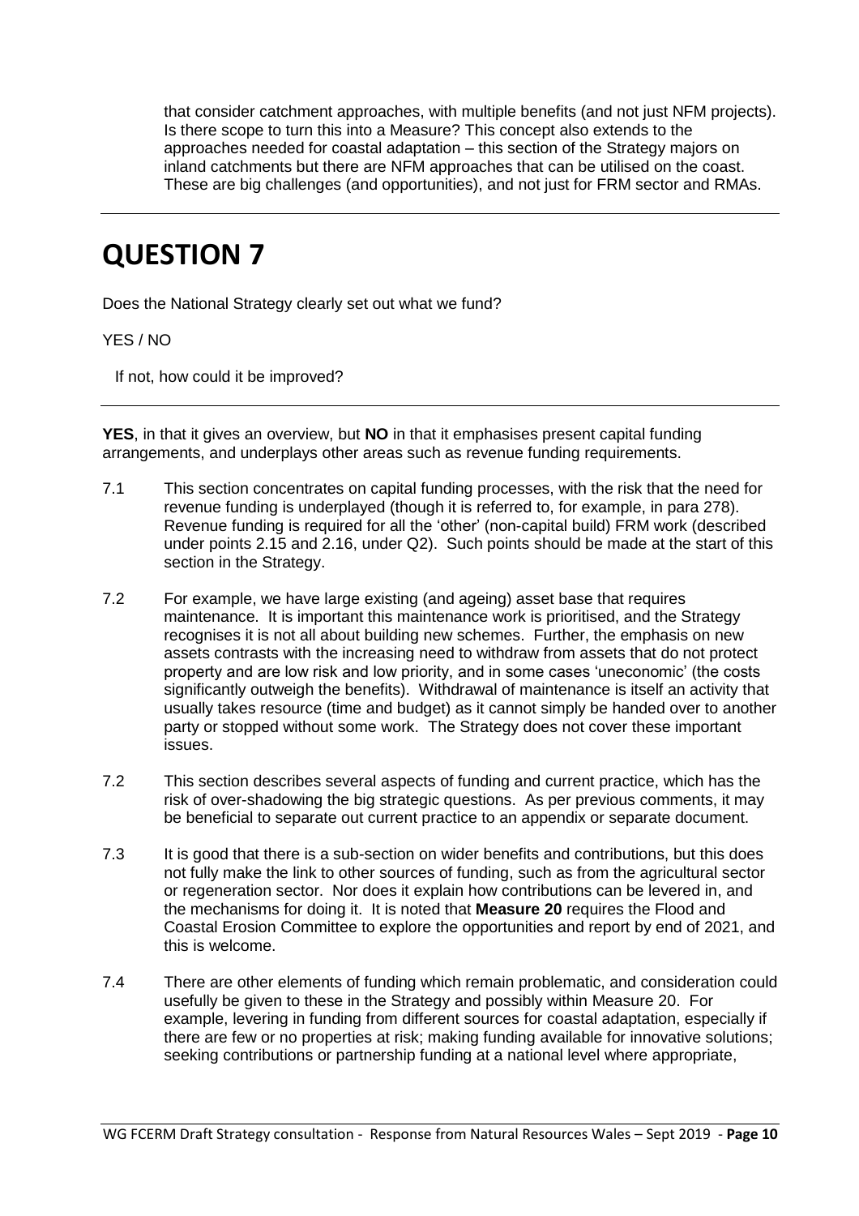that consider catchment approaches, with multiple benefits (and not just NFM projects). Is there scope to turn this into a Measure? This concept also extends to the approaches needed for coastal adaptation – this section of the Strategy majors on inland catchments but there are NFM approaches that can be utilised on the coast. These are big challenges (and opportunities), and not just for FRM sector and RMAs.

---

# QUESTION 7

Does the National Strategy clearly set out what we fund?

YES / NO

If not, how could it be improved?

---

**YES**, in that it gives an overview, but **NO** in that it emphasises present capital funding arrangements, and underplays other areas such as revenue funding requirements.

7.1 This section concentrates on capital funding processes, with the risk that the need for revenue funding is underplayed (though it is referred to, for example, in para 278). Revenue funding is required for all the 'other' (non-capital build) FRM work (described under points 2.15 and 2.16, under Q2). Such points should be made at the start of this section in the Strategy.

7.2 For example, we have large existing (and ageing) asset base that requires maintenance. It is important this maintenance work is prioritised, and the Strategy recognises it is not all about building new schemes. Further, the emphasis on new assets contrasts with the increasing need to withdraw from assets that do not protect property and are low risk and low priority, and in some cases 'uneconomic' (the costs significantly outweigh the benefits). Withdrawal of maintenance is itself an activity that usually takes resource (time and budget) as it cannot simply be handed over to another party or stopped without some work. The Strategy does not cover these important issues.

7.2 This section describes several aspects of funding and current practice, which has the risk of over-shadowing the big strategic questions. As per previous comments, it may be beneficial to separate out current practice to an appendix or separate document.

7.3 It is good that there is a sub-section on wider benefits and contributions, but this does not fully make the link to other sources of funding, such as from the agricultural sector or regeneration sector. Nor does it explain how contributions can be levered in, and the mechanisms for doing it. It is noted that **Measure 20** requires the Flood and Coastal Erosion Committee to explore the opportunities and report by end of 2021, and this is welcome.

7.4 There are other elements of funding which remain problematic, and consideration could usefully be given to these in the Strategy and possibly within Measure 20. For example, levering in funding from different sources for coastal adaptation, especially if there are few or no properties at risk; making funding available for innovative solutions; seeking contributions or partnership funding at a national level where appropriate,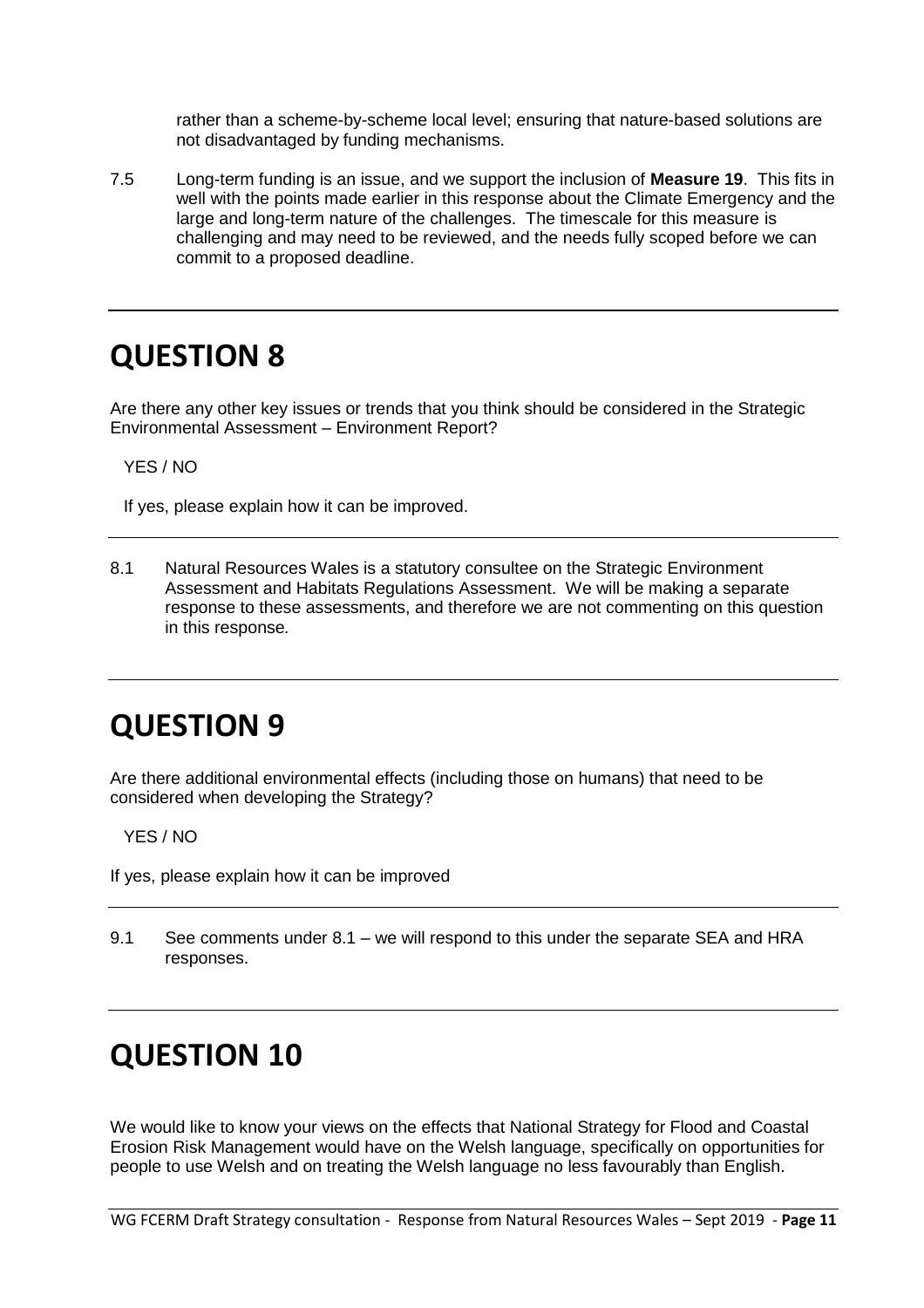rather than a scheme-by-scheme local level; ensuring that nature-based solutions are not disadvantaged by funding mechanisms.

7.5 Long-term funding is an issue, and we support the inclusion of **Measure 19**. This fits in well with the points made earlier in this response about the Climate Emergency and the large and long-term nature of the challenges. The timescale for this measure is challenging and may need to be reviewed, and the needs fully scoped before we can commit to a proposed deadline.

---

# QUESTION 8

Are there any other key issues or trends that you think should be considered in the Strategic Environmental Assessment – Environment Report?

YES / NO

If yes, please explain how it can be improved.

---

8.1 Natural Resources Wales is a statutory consultee on the Strategic Environment Assessment and Habitats Regulations Assessment. We will be making a separate response to these assessments, and therefore we are not commenting on this question in this response.

---

# QUESTION 9

Are there additional environmental effects (including those on humans) that need to be considered when developing the Strategy?

YES / NO

If yes, please explain how it can be improved

---

9.1 See comments under 8.1 – we will respond to this under the separate SEA and HRA responses.

---

# QUESTION 10

We would like to know your views on the effects that National Strategy for Flood and Coastal Erosion Risk Management would have on the Welsh language, specifically on opportunities for people to use Welsh and on treating the Welsh language no less favourably than English.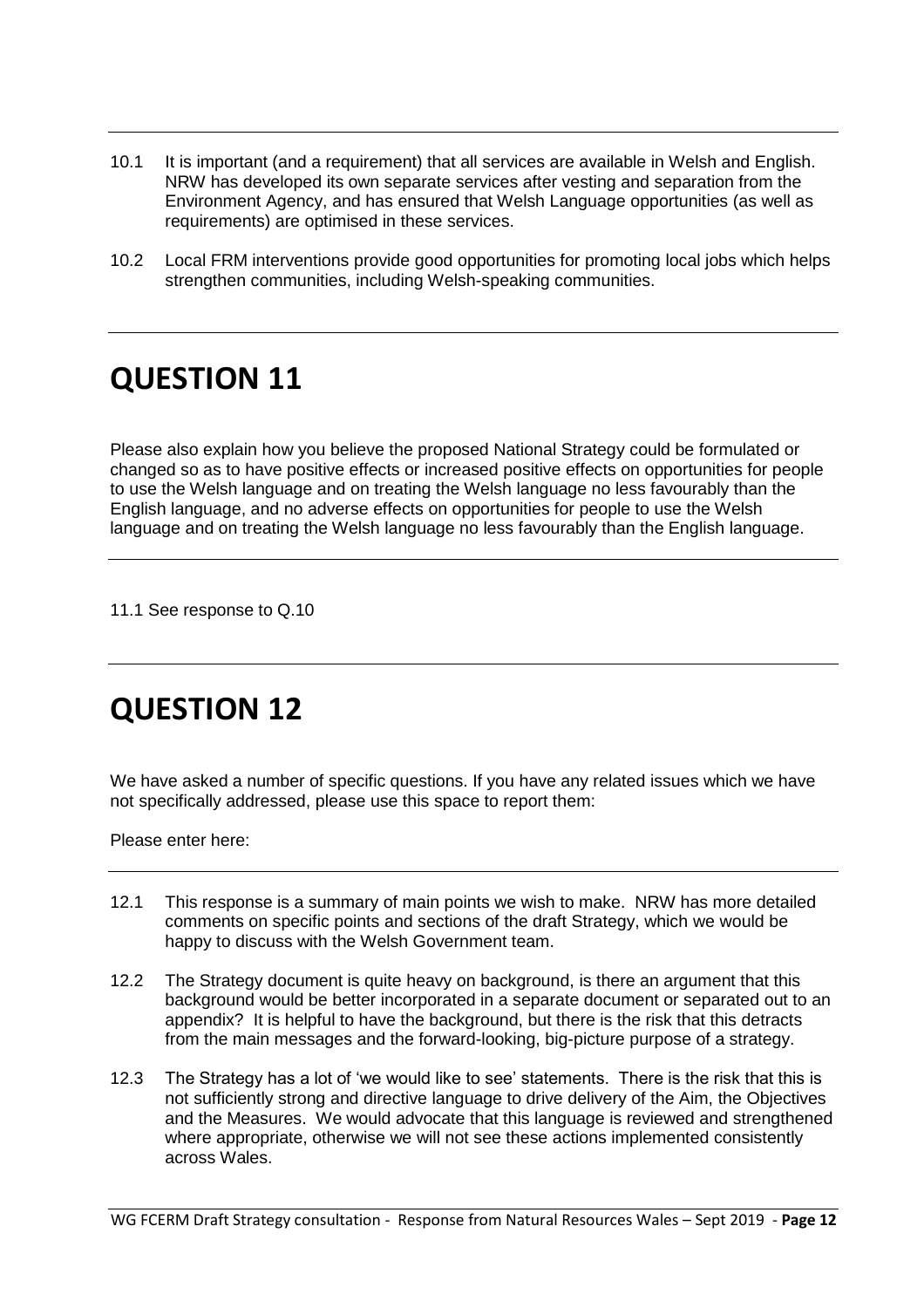10.1 It is important (and a requirement) that all services are available in Welsh and English. NRW has developed its own separate services after vesting and separation from the Environment Agency, and has ensured that Welsh Language opportunities (as well as requirements) are optimised in these services.

10.2 Local FRM interventions provide good opportunities for promoting local jobs which helps strengthen communities, including Welsh-speaking communities.

# QUESTION 11

Please also explain how you believe the proposed National Strategy could be formulated or changed so as to have positive effects or increased positive effects on opportunities for people to use the Welsh language and on treating the Welsh language no less favourably than the English language, and no adverse effects on opportunities for people to use the Welsh language and on treating the Welsh language no less favourably than the English language.

11.1 See response to Q.10

# QUESTION 12

We have asked a number of specific questions. If you have any related issues which we have not specifically addressed, please use this space to report them:

Please enter here:

12.1 This response is a summary of main points we wish to make. NRW has more detailed comments on specific points and sections of the draft Strategy, which we would be happy to discuss with the Welsh Government team.

12.2 The Strategy document is quite heavy on background, is there an argument that this background would be better incorporated in a separate document or separated out to an appendix? It is helpful to have the background, but there is the risk that this detracts from the main messages and the forward-looking, big-picture purpose of a strategy.

12.3 The Strategy has a lot of 'we would like to see' statements. There is the risk that this is not sufficiently strong and directive language to drive delivery of the Aim, the Objectives and the Measures. We would advocate that this language is reviewed and strengthened where appropriate, otherwise we will not see these actions implemented consistently across Wales.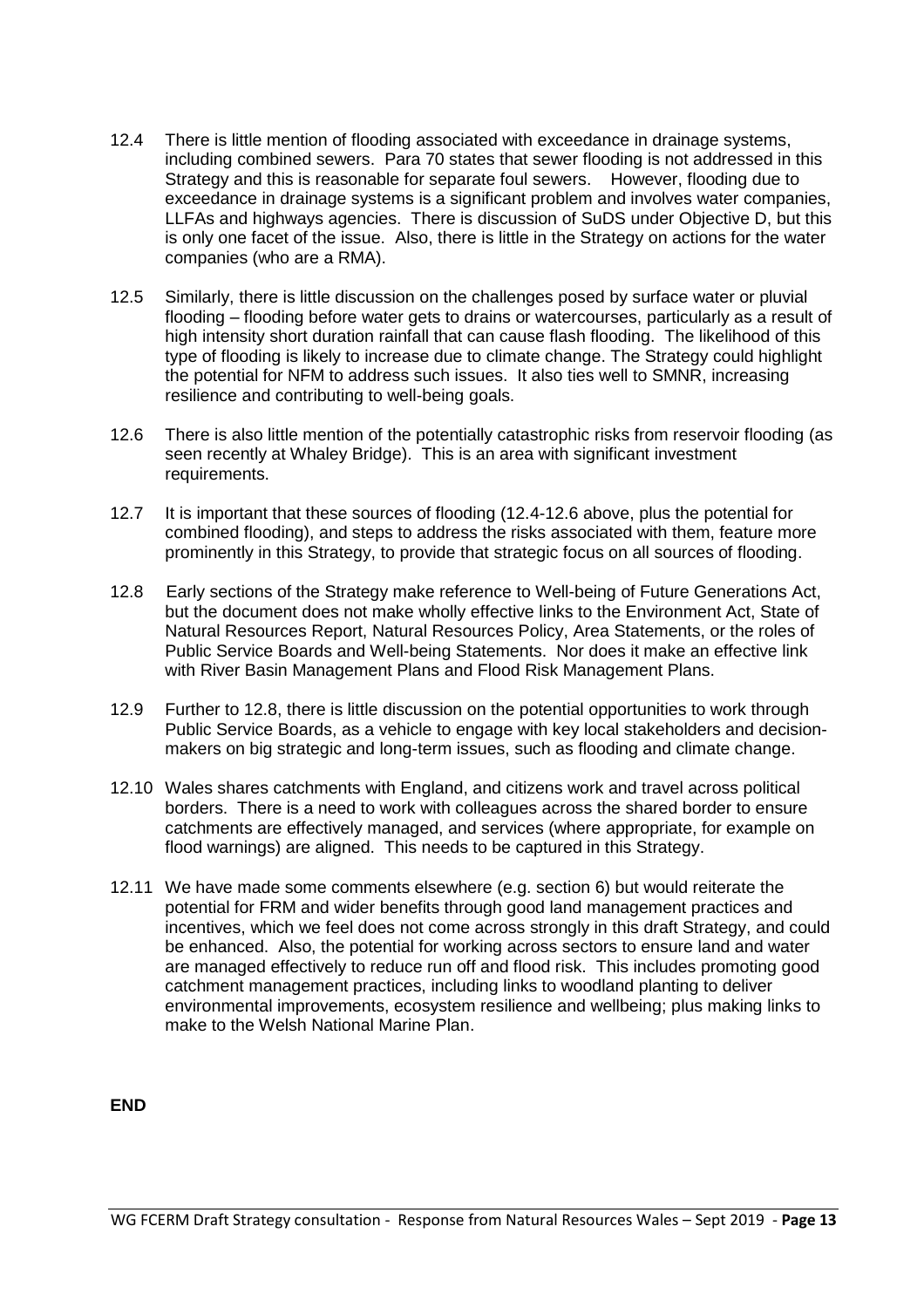12.4 There is little mention of flooding associated with exceedance in drainage systems, including combined sewers. Para 70 states that sewer flooding is not addressed in this Strategy and this is reasonable for separate foul sewers. However, flooding due to exceedance in drainage systems is a significant problem and involves water companies, LLFAs and highways agencies. There is discussion of SuDS under Objective D, but this is only one facet of the issue. Also, there is little in the Strategy on actions for the water companies (who are a RMA).

12.5 Similarly, there is little discussion on the challenges posed by surface water or pluvial flooding – flooding before water gets to drains or watercourses, particularly as a result of high intensity short duration rainfall that can cause flash flooding. The likelihood of this type of flooding is likely to increase due to climate change. The Strategy could highlight the potential for NFM to address such issues. It also ties well to SMNR, increasing resilience and contributing to well-being goals.

12.6 There is also little mention of the potentially catastrophic risks from reservoir flooding (as seen recently at Whaley Bridge). This is an area with significant investment requirements.

12.7 It is important that these sources of flooding (12.4-12.6 above, plus the potential for combined flooding), and steps to address the risks associated with them, feature more prominently in this Strategy, to provide that strategic focus on all sources of flooding.

12.8 Early sections of the Strategy make reference to Well-being of Future Generations Act, but the document does not make wholly effective links to the Environment Act, State of Natural Resources Report, Natural Resources Policy, Area Statements, or the roles of Public Service Boards and Well-being Statements. Nor does it make an effective link with River Basin Management Plans and Flood Risk Management Plans.

12.9 Further to 12.8, there is little discussion on the potential opportunities to work through Public Service Boards, as a vehicle to engage with key local stakeholders and decision-makers on big strategic and long-term issues, such as flooding and climate change.

12.10 Wales shares catchments with England, and citizens work and travel across political borders. There is a need to work with colleagues across the shared border to ensure catchments are effectively managed, and services (where appropriate, for example on flood warnings) are aligned. This needs to be captured in this Strategy.

12.11 We have made some comments elsewhere (e.g. section 6) but would reiterate the potential for FRM and wider benefits through good land management practices and incentives, which we feel does not come across strongly in this draft Strategy, and could be enhanced. Also, the potential for working across sectors to ensure land and water are managed effectively to reduce run off and flood risk. This includes promoting good catchment management practices, including links to woodland planting to deliver environmental improvements, ecosystem resilience and wellbeing; plus making links to make to the Welsh National Marine Plan.

**END**